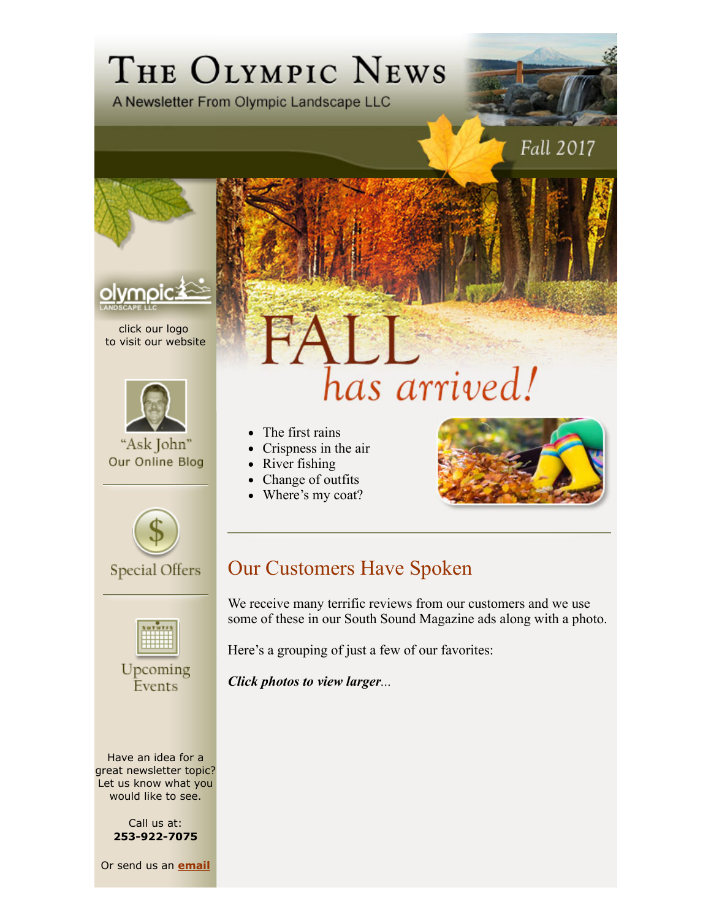# The Olympic News

A Newsletter From Olympic Landscape LLC

Fall 2017

click our logo
to visit our website

"Ask John"
Our Online Blog

Special Offers

Upcoming Events

Have an idea for a great newsletter topic? Let us know what you would like to see.

Call us at:
**253-922-7075**

Or send us an **email**

# FALL has arrived!

- The first rains
- Crispness in the air
- River fishing
- Change of outfits
- Where's my coat?

---

## Our Customers Have Spoken

We receive many terrific reviews from our customers and we use some of these in our South Sound Magazine ads along with a photo.

Here's a grouping of just a few of our favorites:

***Click photos to view larger...***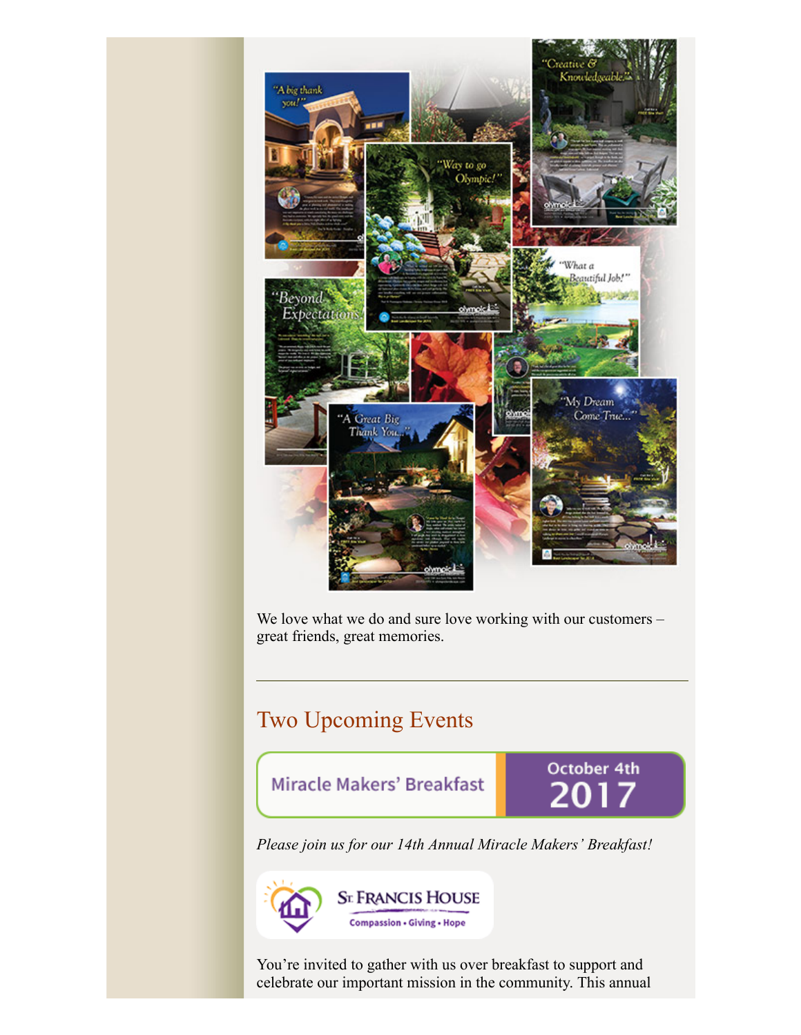We love what we do and sure love working with our customers – great friends, great memories.

---

## Two Upcoming Events

Miracle Makers' Breakfast | October 4th 2017

*Please join us for our 14th Annual Miracle Makers' Breakfast!*

St. Francis House
Compassion • Giving • Hope

You're invited to gather with us over breakfast to support and celebrate our important mission in the community. This annual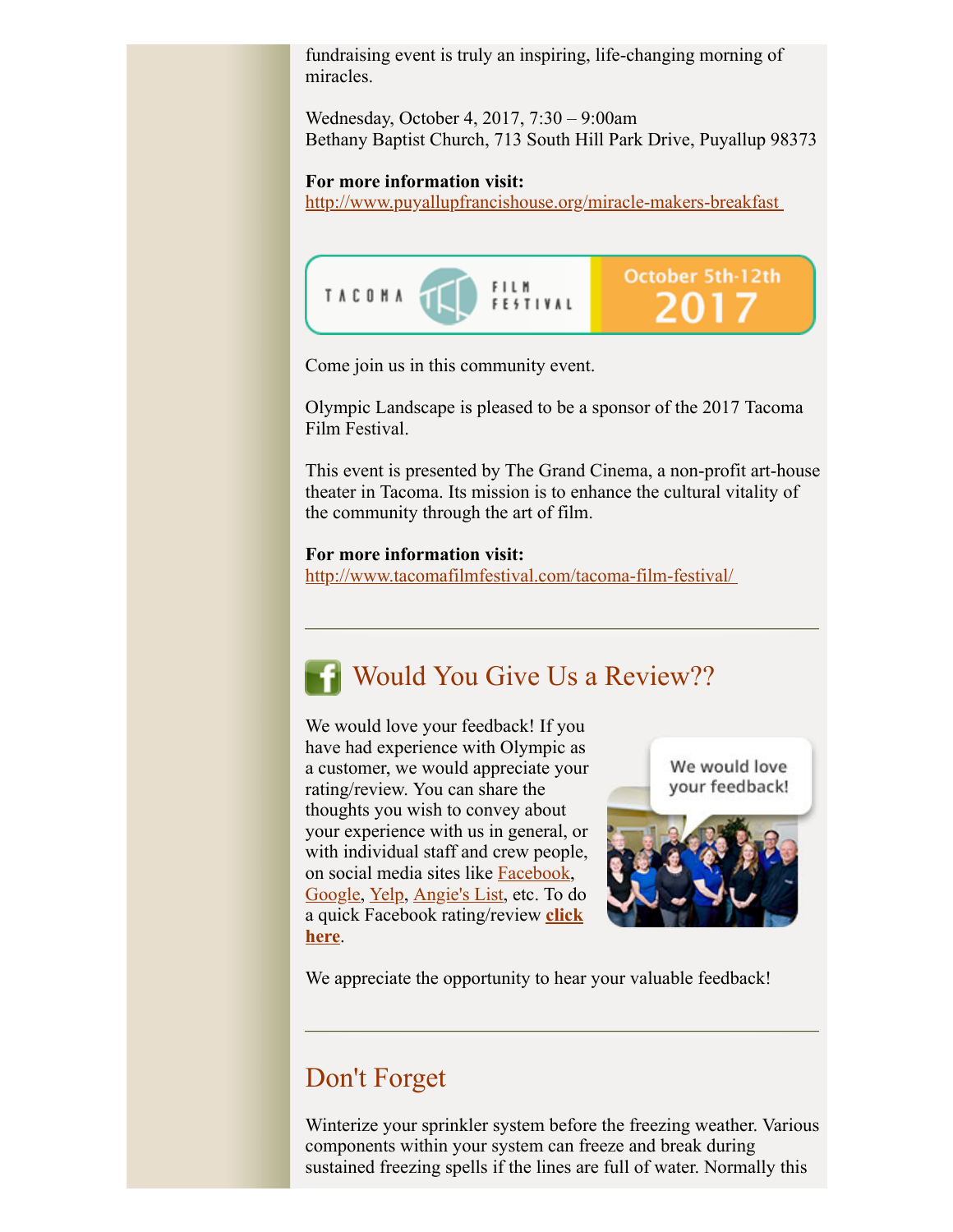fundraising event is truly an inspiring, life-changing morning of miracles.

Wednesday, October 4, 2017, 7:30 – 9:00am
Bethany Baptist Church, 713 South Hill Park Drive, Puyallup 98373

**For more information visit:**
http://www.puyallupfrancishouse.org/miracle-makers-breakfast

TACOMA FILM FESTIVAL October 5th-12th 2017

Come join us in this community event.

Olympic Landscape is pleased to be a sponsor of the 2017 Tacoma Film Festival.

This event is presented by The Grand Cinema, a non-profit art-house theater in Tacoma. Its mission is to enhance the cultural vitality of the community through the art of film.

**For more information visit:**
http://www.tacomafilmfestival.com/tacoma-film-festival/

---

## Would You Give Us a Review??

We would love your feedback! If you have had experience with Olympic as a customer, we would appreciate your rating/review. You can share the thoughts you wish to convey about your experience with us in general, or with individual staff and crew people, on social media sites like Facebook, Google, Yelp, Angie's List, etc. To do a quick Facebook rating/review **click here**.

We appreciate the opportunity to hear your valuable feedback!

---

## Don't Forget

Winterize your sprinkler system before the freezing weather. Various components within your system can freeze and break during sustained freezing spells if the lines are full of water. Normally this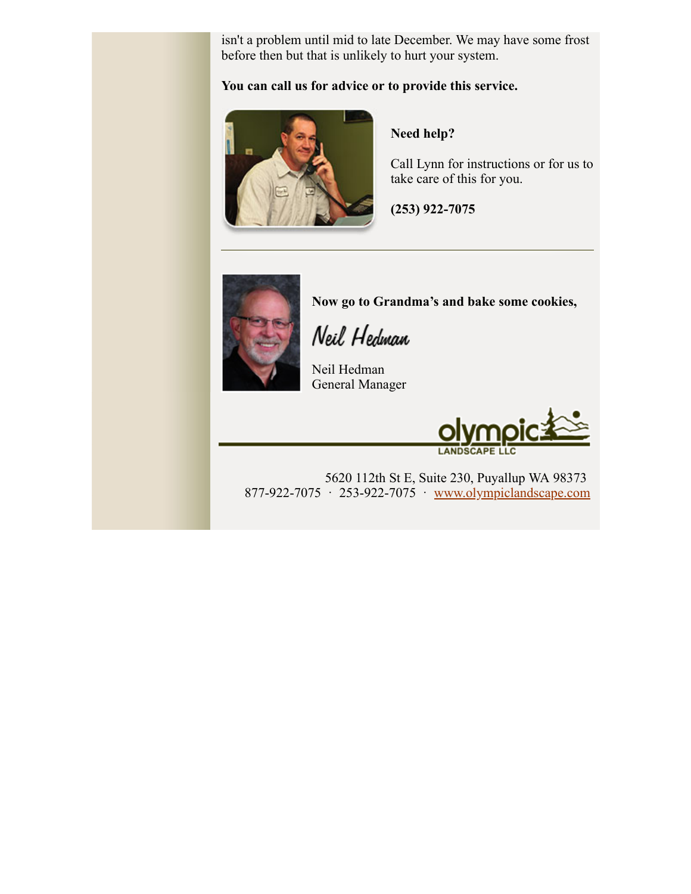isn't a problem until mid to late December. We may have some frost before then but that is unlikely to hurt your system.

**You can call us for advice or to provide this service.**

**Need help?**

Call Lynn for instructions or for us to take care of this for you.

**(253) 922-7075**

---

**Now go to Grandma's and bake some cookies,**

*Neil Hedman*

Neil Hedman
General Manager

olympic LANDSCAPE LLC

5620 112th St E, Suite 230, Puyallup WA 98373
877-922-7075 · 253-922-7075 · www.olympiclandscape.com